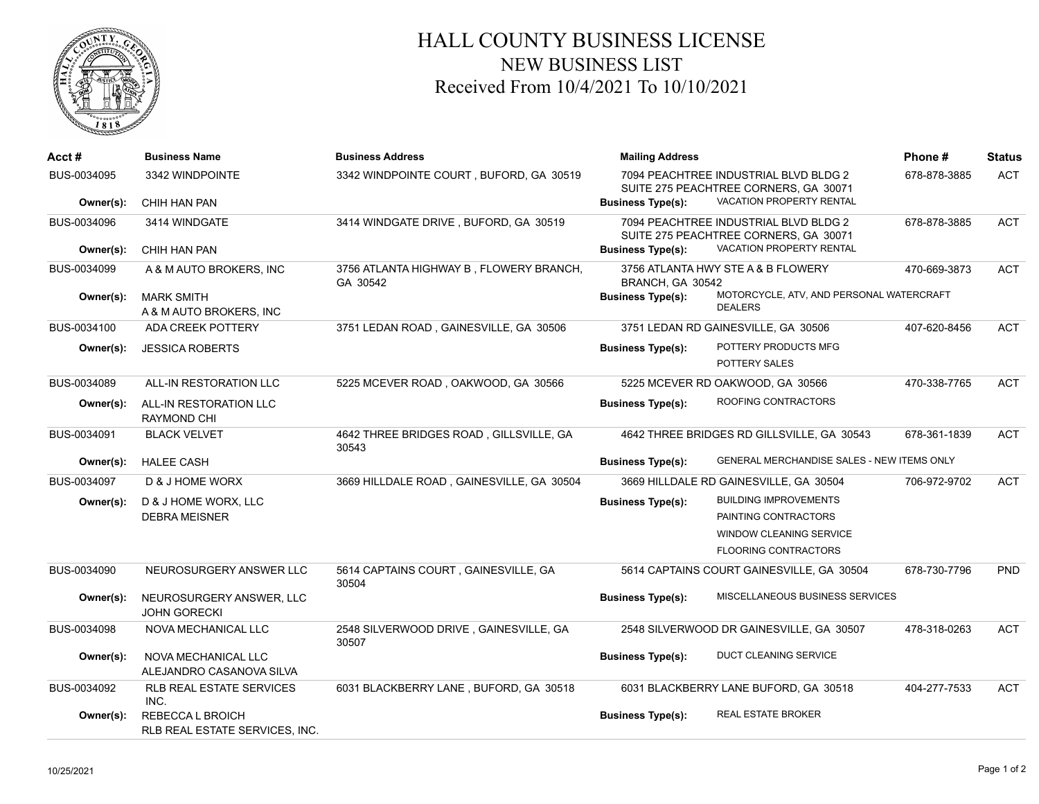# HALL COUNTY BUSINESS LICENSE

## NEW BUSINESS LIST

### Received From 10/4/2021 To 10/10/2021

| Acct # | Business Name | Business Address | Mailing Address | Phone # | Status |
|---|---|---|---|---|---|
| BUS-0034095 | 3342 WINDPOINTE | 3342 WINDPOINTE COURT , BUFORD, GA 30519 | 7094 PEACHTREE INDUSTRIAL BLVD BLDG 2 SUITE 275 PEACHTREE CORNERS, GA 30071 | 678-878-3885 | ACT |
| Owner(s): | CHIH HAN PAN | | Business Type(s): VACATION PROPERTY RENTAL | | |
| BUS-0034096 | 3414 WINDGATE | 3414 WINDGATE DRIVE , BUFORD, GA 30519 | 7094 PEACHTREE INDUSTRIAL BLVD BLDG 2 SUITE 275 PEACHTREE CORNERS, GA 30071 | 678-878-3885 | ACT |
| Owner(s): | CHIH HAN PAN | | Business Type(s): VACATION PROPERTY RENTAL | | |
| BUS-0034099 | A & M AUTO BROKERS, INC | 3756 ATLANTA HIGHWAY B , FLOWERY BRANCH, GA 30542 | 3756 ATLANTA HWY STE A & B FLOWERY BRANCH, GA 30542 | 470-669-3873 | ACT |
| Owner(s): | MARK SMITH<br>A & M AUTO BROKERS, INC | | Business Type(s): MOTORCYCLE, ATV, AND PERSONAL WATERCRAFT DEALERS | | |
| BUS-0034100 | ADA CREEK POTTERY | 3751 LEDAN ROAD , GAINESVILLE, GA 30506 | 3751 LEDAN RD GAINESVILLE, GA 30506 | 407-620-8456 | ACT |
| Owner(s): | JESSICA ROBERTS | | Business Type(s): POTTERY PRODUCTS MFG<br>POTTERY SALES | | |
| BUS-0034089 | ALL-IN RESTORATION LLC | 5225 MCEVER ROAD , OAKWOOD, GA 30566 | 5225 MCEVER RD OAKWOOD, GA 30566 | 470-338-7765 | ACT |
| Owner(s): | ALL-IN RESTORATION LLC<br>RAYMOND CHI | | Business Type(s): ROOFING CONTRACTORS | | |
| BUS-0034091 | BLACK VELVET | 4642 THREE BRIDGES ROAD , GILLSVILLE, GA 30543 | 4642 THREE BRIDGES RD GILLSVILLE, GA 30543 | 678-361-1839 | ACT |
| Owner(s): | HALEE CASH | | Business Type(s): GENERAL MERCHANDISE SALES - NEW ITEMS ONLY | | |
| BUS-0034097 | D & J HOME WORX | 3669 HILLDALE ROAD , GAINESVILLE, GA 30504 | 3669 HILLDALE RD GAINESVILLE, GA 30504 | 706-972-9702 | ACT |
| Owner(s): | D & J HOME WORX, LLC<br>DEBRA MEISNER | | Business Type(s): BUILDING IMPROVEMENTS<br>PAINTING CONTRACTORS<br>WINDOW CLEANING SERVICE<br>FLOORING CONTRACTORS | | |
| BUS-0034090 | NEUROSURGERY ANSWER LLC | 5614 CAPTAINS COURT , GAINESVILLE, GA 30504 | 5614 CAPTAINS COURT GAINESVILLE, GA 30504 | 678-730-7796 | PND |
| Owner(s): | NEUROSURGERY ANSWER, LLC<br>JOHN GORECKI | | Business Type(s): MISCELLANEOUS BUSINESS SERVICES | | |
| BUS-0034098 | NOVA MECHANICAL LLC | 2548 SILVERWOOD DRIVE , GAINESVILLE, GA 30507 | 2548 SILVERWOOD DR GAINESVILLE, GA 30507 | 478-318-0263 | ACT |
| Owner(s): | NOVA MECHANICAL LLC<br>ALEJANDRO CASANOVA SILVA | | Business Type(s): DUCT CLEANING SERVICE | | |
| BUS-0034092 | RLB REAL ESTATE SERVICES INC. | 6031 BLACKBERRY LANE , BUFORD, GA 30518 | 6031 BLACKBERRY LANE BUFORD, GA 30518 | 404-277-7533 | ACT |
| Owner(s): | REBECCA L BROICH<br>RLB REAL ESTATE SERVICES, INC. | | Business Type(s): REAL ESTATE BROKER | | |

10/25/2021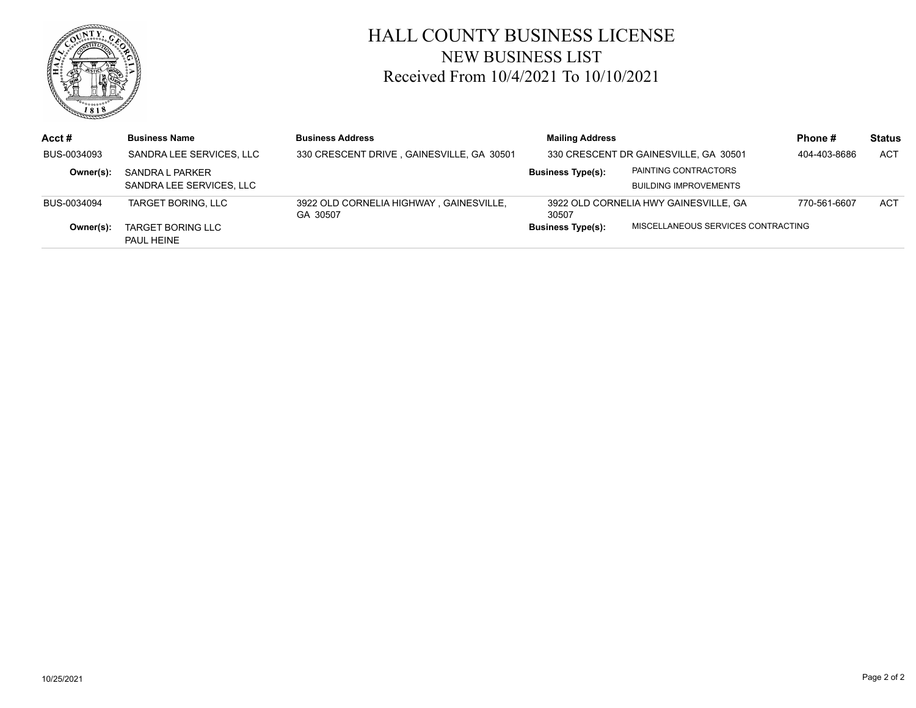# HALL COUNTY BUSINESS LICENSE
## NEW BUSINESS LIST
## Received From 10/4/2021 To 10/10/2021

| Acct # | Business Name | Business Address | Mailing Address | | Phone # | Status |
|---|---|---|---|---|---|---|
| BUS-0034093 | SANDRA LEE SERVICES, LLC | 330 CRESCENT DRIVE , GAINESVILLE, GA 30501 | 330 CRESCENT DR GAINESVILLE, GA 30501 | | 404-403-8686 | ACT |
| **Owner(s):** | SANDRA L PARKER<br>SANDRA LEE SERVICES, LLC | | **Business Type(s):** | PAINTING CONTRACTORS<br>BUILDING IMPROVEMENTS | | |
| BUS-0034094 | TARGET BORING, LLC | 3922 OLD CORNELIA HIGHWAY , GAINESVILLE, GA 30507 | 3922 OLD CORNELIA HWY GAINESVILLE, GA 30507 | | 770-561-6607 | ACT |
| **Owner(s):** | TARGET BORING LLC<br>PAUL HEINE | | **Business Type(s):** | MISCELLANEOUS SERVICES CONTRACTING | | |

10/25/2021